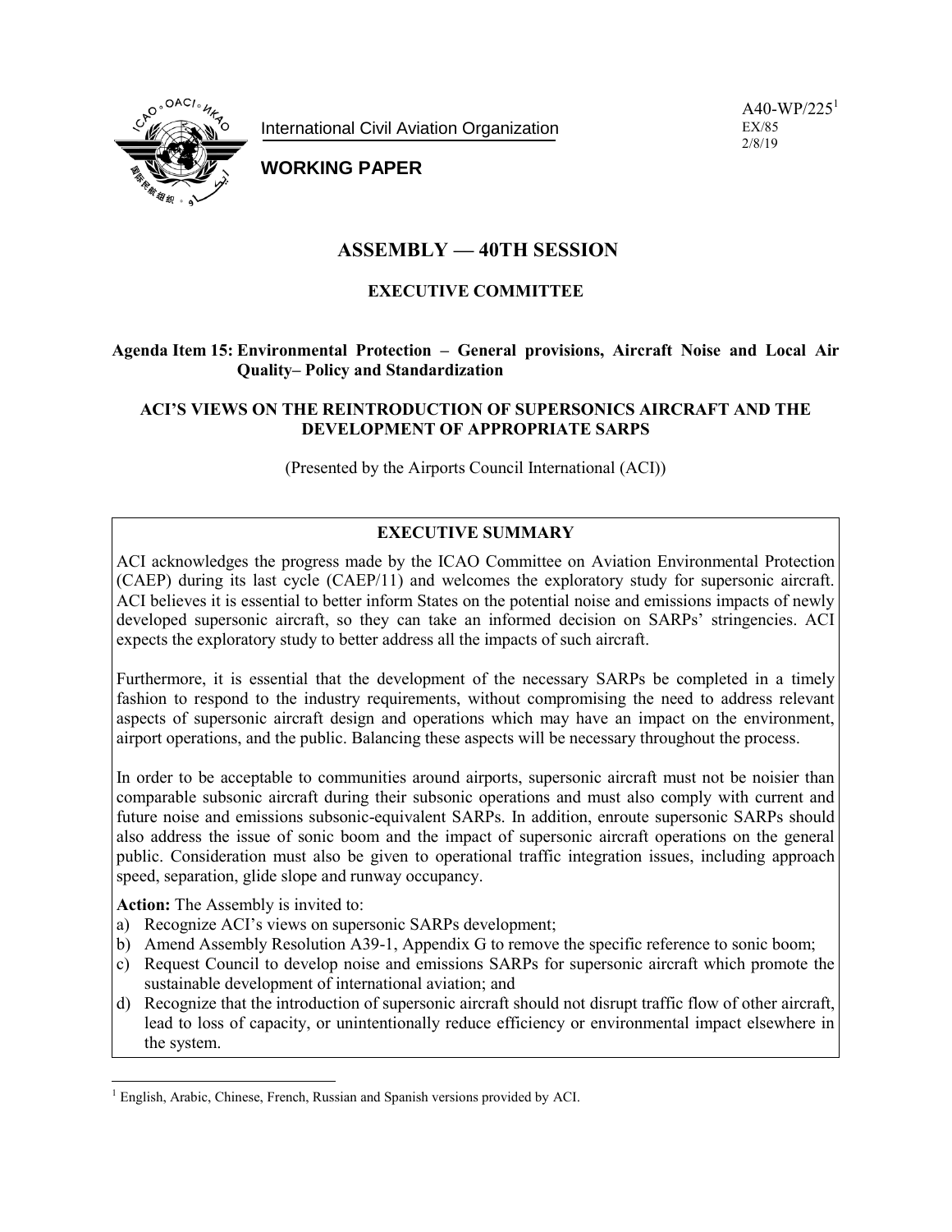International Civil Aviation Organization

**WORKING PAPER**

A40-WP/225[1]
EX/85
2/8/19

# ASSEMBLY — 40TH SESSION

## EXECUTIVE COMMITTEE

**Agenda Item 15: Environmental Protection – General provisions, Aircraft Noise and Local Air Quality– Policy and Standardization**

**ACI'S VIEWS ON THE REINTRODUCTION OF SUPERSONICS AIRCRAFT AND THE DEVELOPMENT OF APPROPRIATE SARPS**

(Presented by the Airports Council International (ACI))

**EXECUTIVE SUMMARY**

ACI acknowledges the progress made by the ICAO Committee on Aviation Environmental Protection (CAEP) during its last cycle (CAEP/11) and welcomes the exploratory study for supersonic aircraft. ACI believes it is essential to better inform States on the potential noise and emissions impacts of newly developed supersonic aircraft, so they can take an informed decision on SARPs' stringencies. ACI expects the exploratory study to better address all the impacts of such aircraft.

Furthermore, it is essential that the development of the necessary SARPs be completed in a timely fashion to respond to the industry requirements, without compromising the need to address relevant aspects of supersonic aircraft design and operations which may have an impact on the environment, airport operations, and the public. Balancing these aspects will be necessary throughout the process.

In order to be acceptable to communities around airports, supersonic aircraft must not be noisier than comparable subsonic aircraft during their subsonic operations and must also comply with current and future noise and emissions subsonic-equivalent SARPs. In addition, enroute supersonic SARPs should also address the issue of sonic boom and the impact of supersonic aircraft operations on the general public. Consideration must also be given to operational traffic integration issues, including approach speed, separation, glide slope and runway occupancy.

**Action:** The Assembly is invited to:

a) Recognize ACI's views on supersonic SARPs development;
b) Amend Assembly Resolution A39-1, Appendix G to remove the specific reference to sonic boom;
c) Request Council to develop noise and emissions SARPs for supersonic aircraft which promote the sustainable development of international aviation; and
d) Recognize that the introduction of supersonic aircraft should not disrupt traffic flow of other aircraft, lead to loss of capacity, or unintentionally reduce efficiency or environmental impact elsewhere in the system.

---

[1] English, Arabic, Chinese, French, Russian and Spanish versions provided by ACI.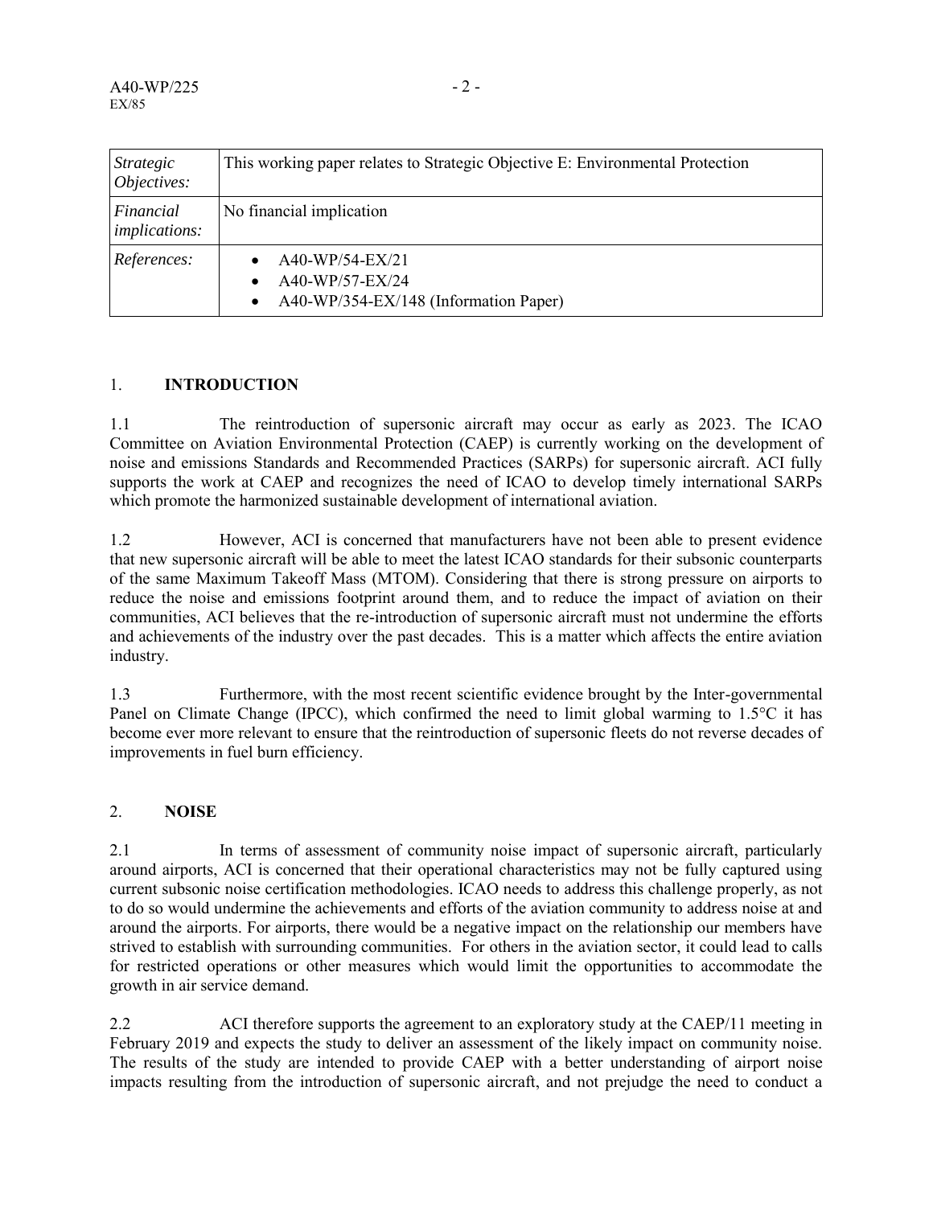| *Strategic Objectives:* | This working paper relates to Strategic Objective E: Environmental Protection |
|---|---|
| *Financial implications:* | No financial implication |
| *References:* | • A40-WP/54-EX/21<br>• A40-WP/57-EX/24<br>• A40-WP/354-EX/148 (Information Paper) |

## 1. INTRODUCTION

1.1 The reintroduction of supersonic aircraft may occur as early as 2023. The ICAO Committee on Aviation Environmental Protection (CAEP) is currently working on the development of noise and emissions Standards and Recommended Practices (SARPs) for supersonic aircraft. ACI fully supports the work at CAEP and recognizes the need of ICAO to develop timely international SARPs which promote the harmonized sustainable development of international aviation.

1.2 However, ACI is concerned that manufacturers have not been able to present evidence that new supersonic aircraft will be able to meet the latest ICAO standards for their subsonic counterparts of the same Maximum Takeoff Mass (MTOM). Considering that there is strong pressure on airports to reduce the noise and emissions footprint around them, and to reduce the impact of aviation on their communities, ACI believes that the re-introduction of supersonic aircraft must not undermine the efforts and achievements of the industry over the past decades. This is a matter which affects the entire aviation industry.

1.3 Furthermore, with the most recent scientific evidence brought by the Inter-governmental Panel on Climate Change (IPCC), which confirmed the need to limit global warming to 1.5°C it has become ever more relevant to ensure that the reintroduction of supersonic fleets do not reverse decades of improvements in fuel burn efficiency.

## 2. NOISE

2.1 In terms of assessment of community noise impact of supersonic aircraft, particularly around airports, ACI is concerned that their operational characteristics may not be fully captured using current subsonic noise certification methodologies. ICAO needs to address this challenge properly, as not to do so would undermine the achievements and efforts of the aviation community to address noise at and around the airports. For airports, there would be a negative impact on the relationship our members have strived to establish with surrounding communities. For others in the aviation sector, it could lead to calls for restricted operations or other measures which would limit the opportunities to accommodate the growth in air service demand.

2.2 ACI therefore supports the agreement to an exploratory study at the CAEP/11 meeting in February 2019 and expects the study to deliver an assessment of the likely impact on community noise. The results of the study are intended to provide CAEP with a better understanding of airport noise impacts resulting from the introduction of supersonic aircraft, and not prejudge the need to conduct a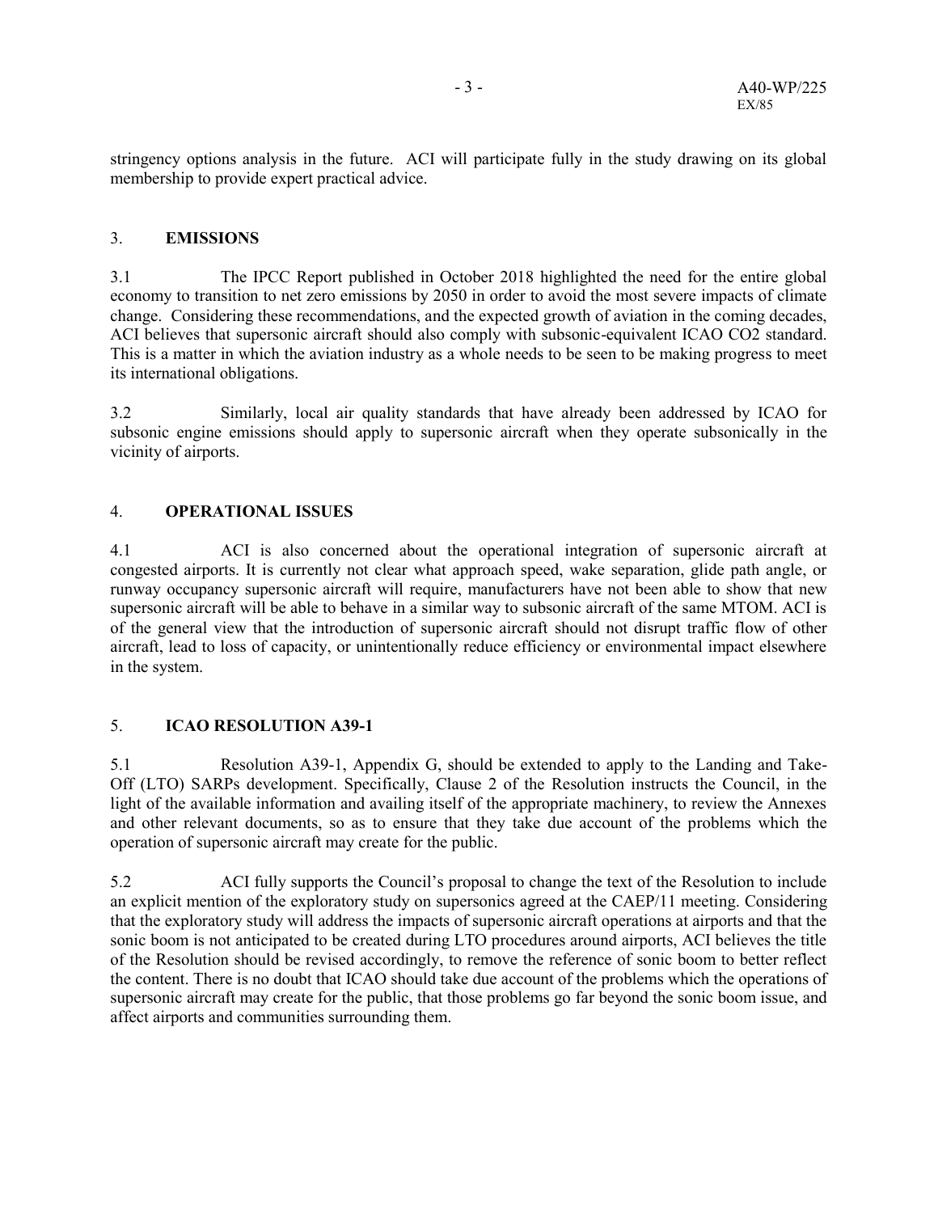stringency options analysis in the future. ACI will participate fully in the study drawing on its global membership to provide expert practical advice.

## 3. EMISSIONS

3.1 The IPCC Report published in October 2018 highlighted the need for the entire global economy to transition to net zero emissions by 2050 in order to avoid the most severe impacts of climate change. Considering these recommendations, and the expected growth of aviation in the coming decades, ACI believes that supersonic aircraft should also comply with subsonic-equivalent ICAO $CO_2$ standard. This is a matter in which the aviation industry as a whole needs to be seen to be making progress to meet its international obligations.

3.2 Similarly, local air quality standards that have already been addressed by ICAO for subsonic engine emissions should apply to supersonic aircraft when they operate subsonically in the vicinity of airports.

## 4. OPERATIONAL ISSUES

4.1 ACI is also concerned about the operational integration of supersonic aircraft at congested airports. It is currently not clear what approach speed, wake separation, glide path angle, or runway occupancy supersonic aircraft will require, manufacturers have not been able to show that new supersonic aircraft will be able to behave in a similar way to subsonic aircraft of the same MTOM. ACI is of the general view that the introduction of supersonic aircraft should not disrupt traffic flow of other aircraft, lead to loss of capacity, or unintentionally reduce efficiency or environmental impact elsewhere in the system.

## 5. ICAO RESOLUTION A39-1

5.1 Resolution A39-1, Appendix G, should be extended to apply to the Landing and Take-Off (LTO) SARPs development. Specifically, Clause 2 of the Resolution instructs the Council, in the light of the available information and availing itself of the appropriate machinery, to review the Annexes and other relevant documents, so as to ensure that they take due account of the problems which the operation of supersonic aircraft may create for the public.

5.2 ACI fully supports the Council's proposal to change the text of the Resolution to include an explicit mention of the exploratory study on supersonics agreed at the CAEP/11 meeting. Considering that the exploratory study will address the impacts of supersonic aircraft operations at airports and that the sonic boom is not anticipated to be created during LTO procedures around airports, ACI believes the title of the Resolution should be revised accordingly, to remove the reference of sonic boom to better reflect the content. There is no doubt that ICAO should take due account of the problems which the operations of supersonic aircraft may create for the public, that those problems go far beyond the sonic boom issue, and affect airports and communities surrounding them.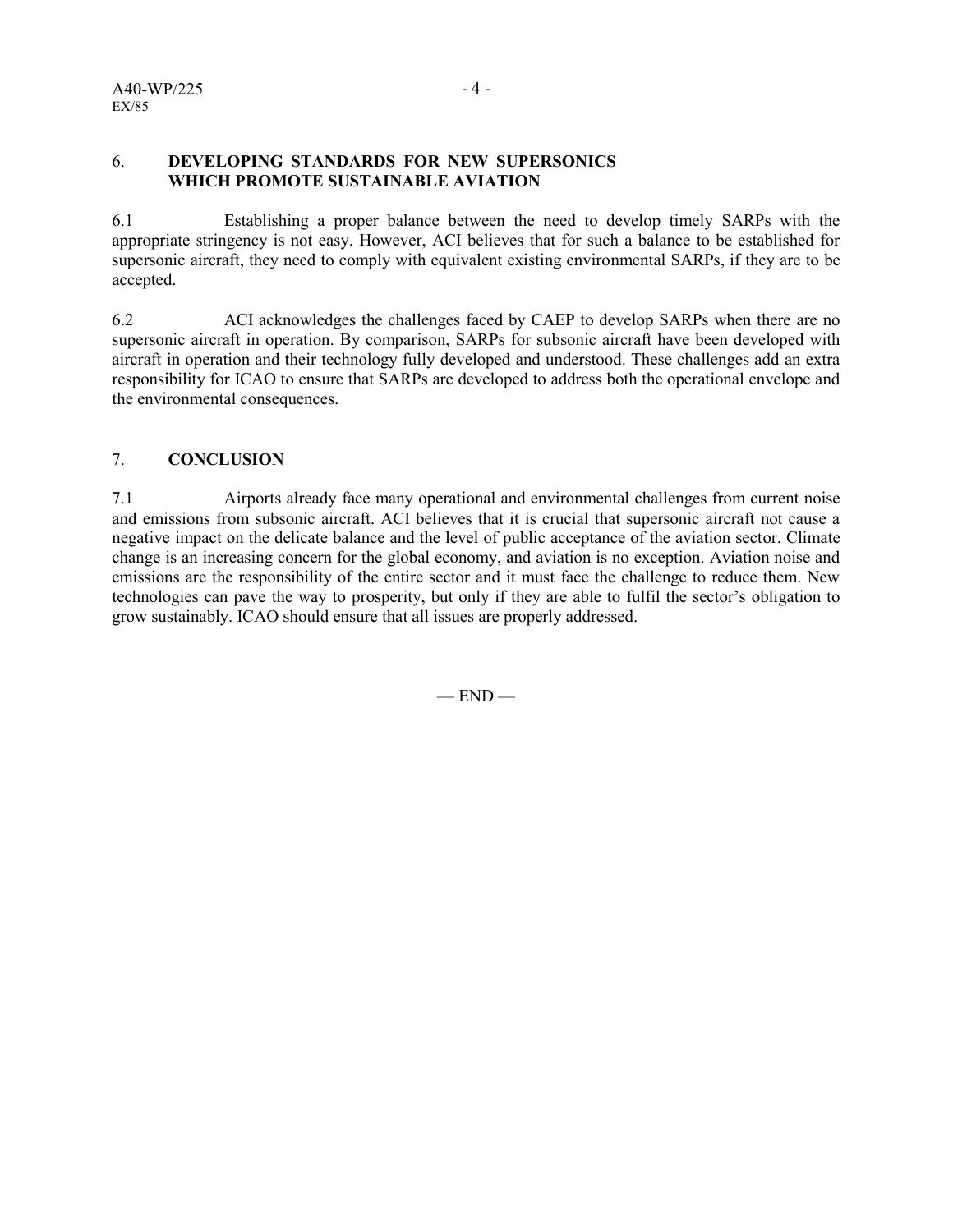## 6. DEVELOPING STANDARDS FOR NEW SUPERSONICS WHICH PROMOTE SUSTAINABLE AVIATION

6.1 Establishing a proper balance between the need to develop timely SARPs with the appropriate stringency is not easy. However, ACI believes that for such a balance to be established for supersonic aircraft, they need to comply with equivalent existing environmental SARPs, if they are to be accepted.

6.2 ACI acknowledges the challenges faced by CAEP to develop SARPs when there are no supersonic aircraft in operation. By comparison, SARPs for subsonic aircraft have been developed with aircraft in operation and their technology fully developed and understood. These challenges add an extra responsibility for ICAO to ensure that SARPs are developed to address both the operational envelope and the environmental consequences.

## 7. CONCLUSION

7.1 Airports already face many operational and environmental challenges from current noise and emissions from subsonic aircraft. ACI believes that it is crucial that supersonic aircraft not cause a negative impact on the delicate balance and the level of public acceptance of the aviation sector. Climate change is an increasing concern for the global economy, and aviation is no exception. Aviation noise and emissions are the responsibility of the entire sector and it must face the challenge to reduce them. New technologies can pave the way to prosperity, but only if they are able to fulfil the sector's obligation to grow sustainably. ICAO should ensure that all issues are properly addressed.

— END —